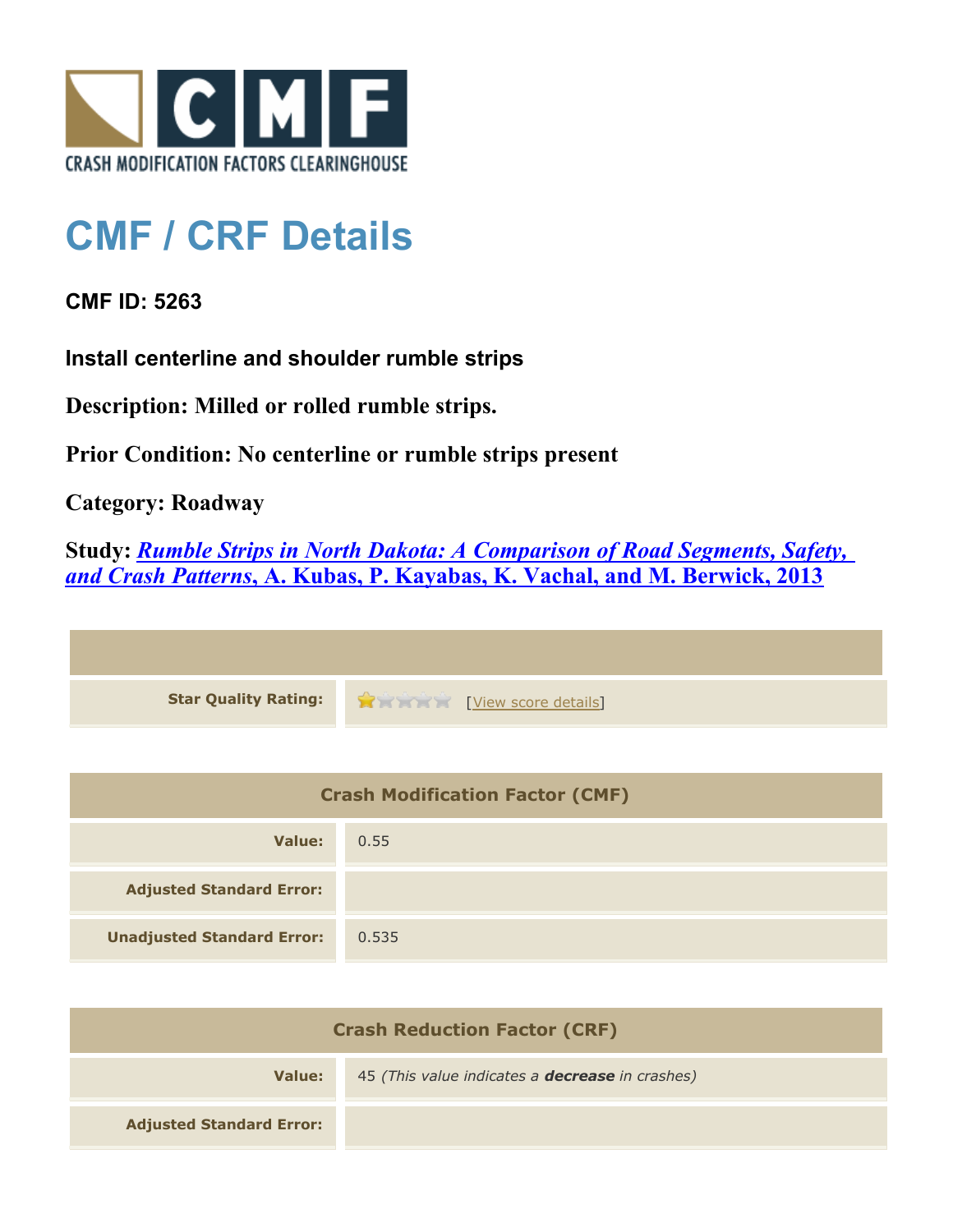CRASH MODIFICATION FACTORS CLEARINGHOUSE

# CMF / CRF Details

**CMF ID: 5263**

**Install centerline and shoulder rumble strips**

**Description: Milled or rolled rumble strips.**

**Prior Condition: No centerline or rumble strips present**

**Category: Roadway**

**Study: *Rumble Strips in North Dakota: A Comparison of Road Segments, Safety, and Crash Patterns*, A. Kubas, P. Kayabas, K. Vachal, and M. Berwick, 2013**

| | |
|---|---|
| **Star Quality Rating:** | 1 of 5 stars [View score details] |

| Crash Modification Factor (CMF) | |
|---|---|
| **Value:** | 0.55 |
| **Adjusted Standard Error:** | |
| **Unadjusted Standard Error:** | 0.535 |

| Crash Reduction Factor (CRF) | |
|---|---|
| **Value:** | 45 *(This value indicates a **decrease** in crashes)* |
| **Adjusted Standard Error:** | |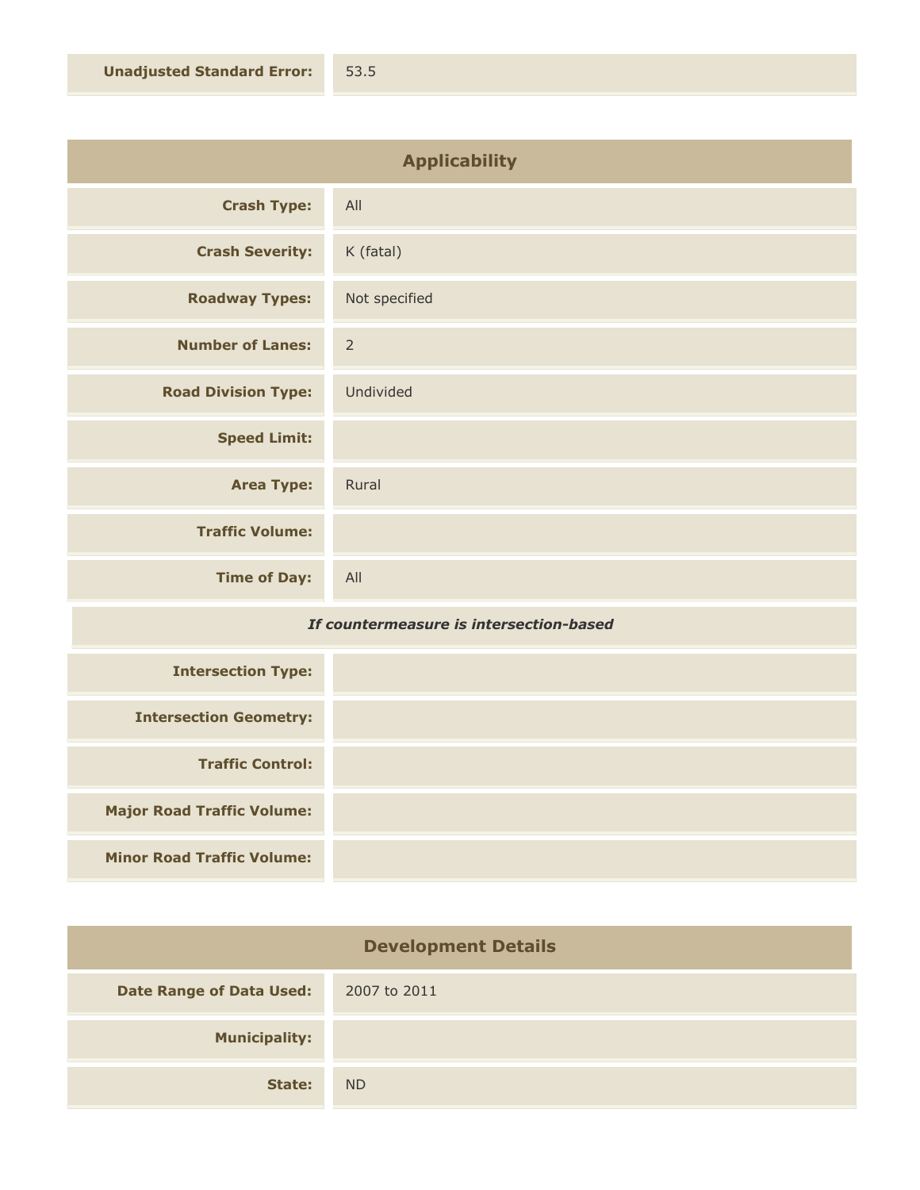| | |
|---|---|
| **Unadjusted Standard Error:** | 53.5 |

## Applicability

| | |
|---|---|
| **Crash Type:** | All |
| **Crash Severity:** | K (fatal) |
| **Roadway Types:** | Not specified |
| **Number of Lanes:** | 2 |
| **Road Division Type:** | Undivided |
| **Speed Limit:** | |
| **Area Type:** | Rural |
| **Traffic Volume:** | |
| **Time of Day:** | All |

***If countermeasure is intersection-based***

| | |
|---|---|
| **Intersection Type:** | |
| **Intersection Geometry:** | |
| **Traffic Control:** | |
| **Major Road Traffic Volume:** | |
| **Minor Road Traffic Volume:** | |

## Development Details

| | |
|---|---|
| **Date Range of Data Used:** | 2007 to 2011 |
| **Municipality:** | |
| **State:** | ND |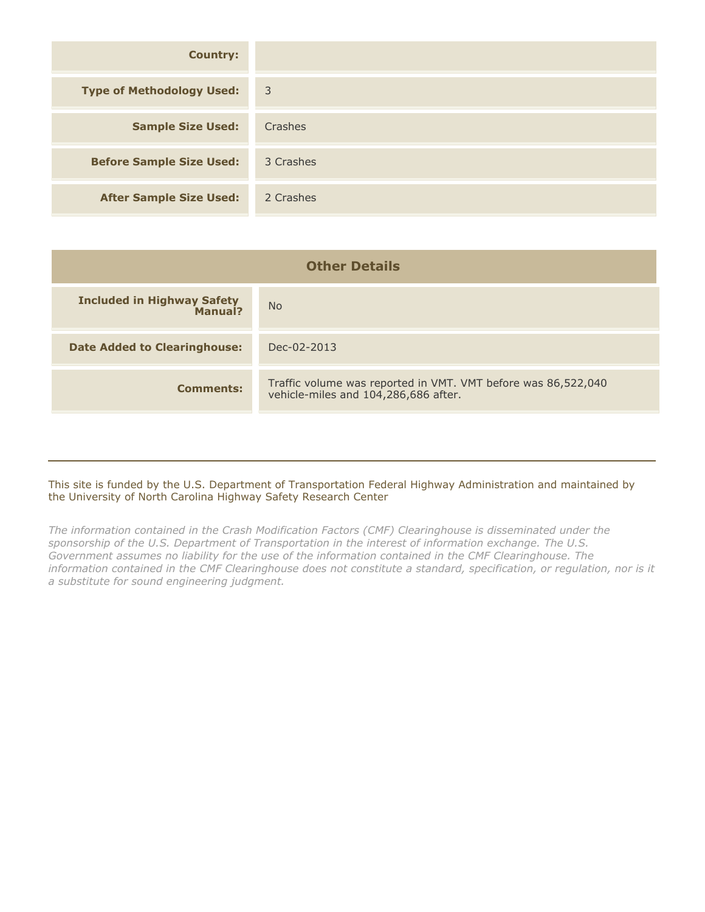| | |
|---|---|
| **Country:** | |
| **Type of Methodology Used:** | 3 |
| **Sample Size Used:** | Crashes |
| **Before Sample Size Used:** | 3 Crashes |
| **After Sample Size Used:** | 2 Crashes |

## Other Details

| | |
|---|---|
| **Included in Highway Safety Manual?** | No |
| **Date Added to Clearinghouse:** | Dec-02-2013 |
| **Comments:** | Traffic volume was reported in VMT. VMT before was 86,522,040 vehicle-miles and 104,286,686 after. |

---

This site is funded by the U.S. Department of Transportation Federal Highway Administration and maintained by the University of North Carolina Highway Safety Research Center

*The information contained in the Crash Modification Factors (CMF) Clearinghouse is disseminated under the sponsorship of the U.S. Department of Transportation in the interest of information exchange. The U.S. Government assumes no liability for the use of the information contained in the CMF Clearinghouse. The information contained in the CMF Clearinghouse does not constitute a standard, specification, or regulation, nor is it a substitute for sound engineering judgment.*